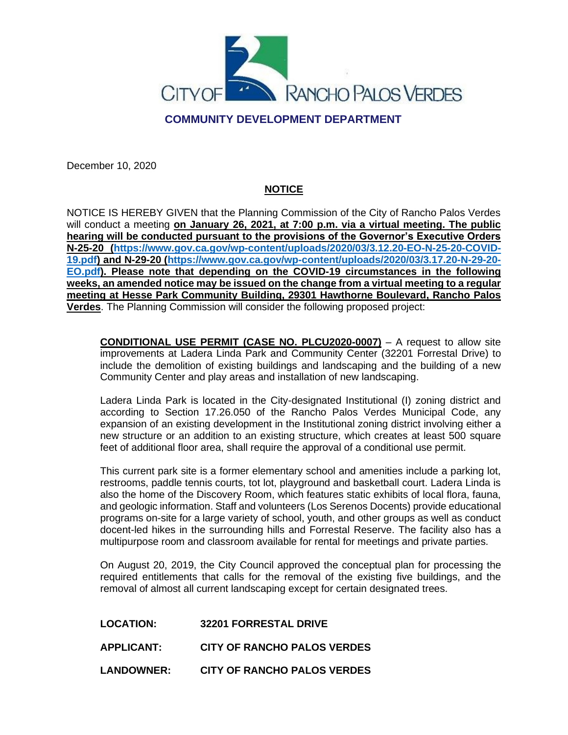CITY OF RANCHO PALOS VERDES

**COMMUNITY DEVELOPMENT DEPARTMENT**

December 10, 2020

**NOTICE**

NOTICE IS HEREBY GIVEN that the Planning Commission of the City of Rancho Palos Verdes will conduct a meeting **on January 26, 2021, at 7:00 p.m. via a virtual meeting. The public hearing will be conducted pursuant to the provisions of the Governor's Executive Orders N-25-20 (https://www.gov.ca.gov/wp-content/uploads/2020/03/3.12.20-EO-N-25-20-COVID-19.pdf) and N-29-20 (https://www.gov.ca.gov/wp-content/uploads/2020/03/3.17.20-N-29-20-EO.pdf). Please note that depending on the COVID-19 circumstances in the following weeks, an amended notice may be issued on the change from a virtual meeting to a regular meeting at Hesse Park Community Building, 29301 Hawthorne Boulevard, Rancho Palos Verdes**. The Planning Commission will consider the following proposed project:

**CONDITIONAL USE PERMIT (CASE NO. PLCU2020-0007)** – A request to allow site improvements at Ladera Linda Park and Community Center (32201 Forrestal Drive) to include the demolition of existing buildings and landscaping and the building of a new Community Center and play areas and installation of new landscaping.

Ladera Linda Park is located in the City-designated Institutional (I) zoning district and according to Section 17.26.050 of the Rancho Palos Verdes Municipal Code, any expansion of an existing development in the Institutional zoning district involving either a new structure or an addition to an existing structure, which creates at least 500 square feet of additional floor area, shall require the approval of a conditional use permit.

This current park site is a former elementary school and amenities include a parking lot, restrooms, paddle tennis courts, tot lot, playground and basketball court. Ladera Linda is also the home of the Discovery Room, which features static exhibits of local flora, fauna, and geologic information. Staff and volunteers (Los Serenos Docents) provide educational programs on-site for a large variety of school, youth, and other groups as well as conduct docent-led hikes in the surrounding hills and Forrestal Reserve. The facility also has a multipurpose room and classroom available for rental for meetings and private parties.

On August 20, 2019, the City Council approved the conceptual plan for processing the required entitlements that calls for the removal of the existing five buildings, and the removal of almost all current landscaping except for certain designated trees.

**LOCATION:** **32201 FORRESTAL DRIVE**

**APPLICANT:** **CITY OF RANCHO PALOS VERDES**

**LANDOWNER:** **CITY OF RANCHO PALOS VERDES**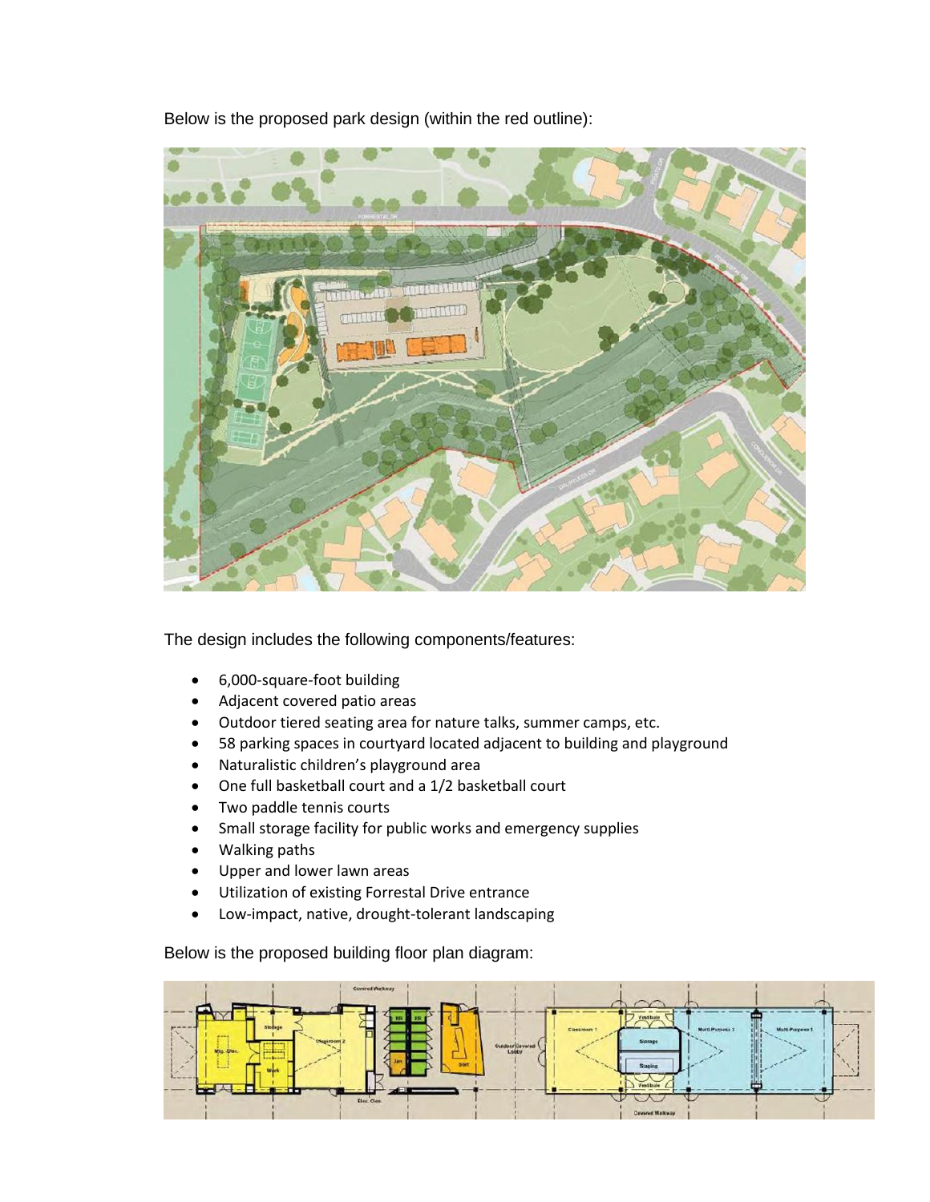Below is the proposed park design (within the red outline):

The design includes the following components/features:

- 6,000-square-foot building
- Adjacent covered patio areas
- Outdoor tiered seating area for nature talks, summer camps, etc.
- 58 parking spaces in courtyard located adjacent to building and playground
- Naturalistic children's playground area
- One full basketball court and a 1/2 basketball court
- Two paddle tennis courts
- Small storage facility for public works and emergency supplies
- Walking paths
- Upper and lower lawn areas
- Utilization of existing Forrestal Drive entrance
- Low-impact, native, drought-tolerant landscaping

Below is the proposed building floor plan diagram: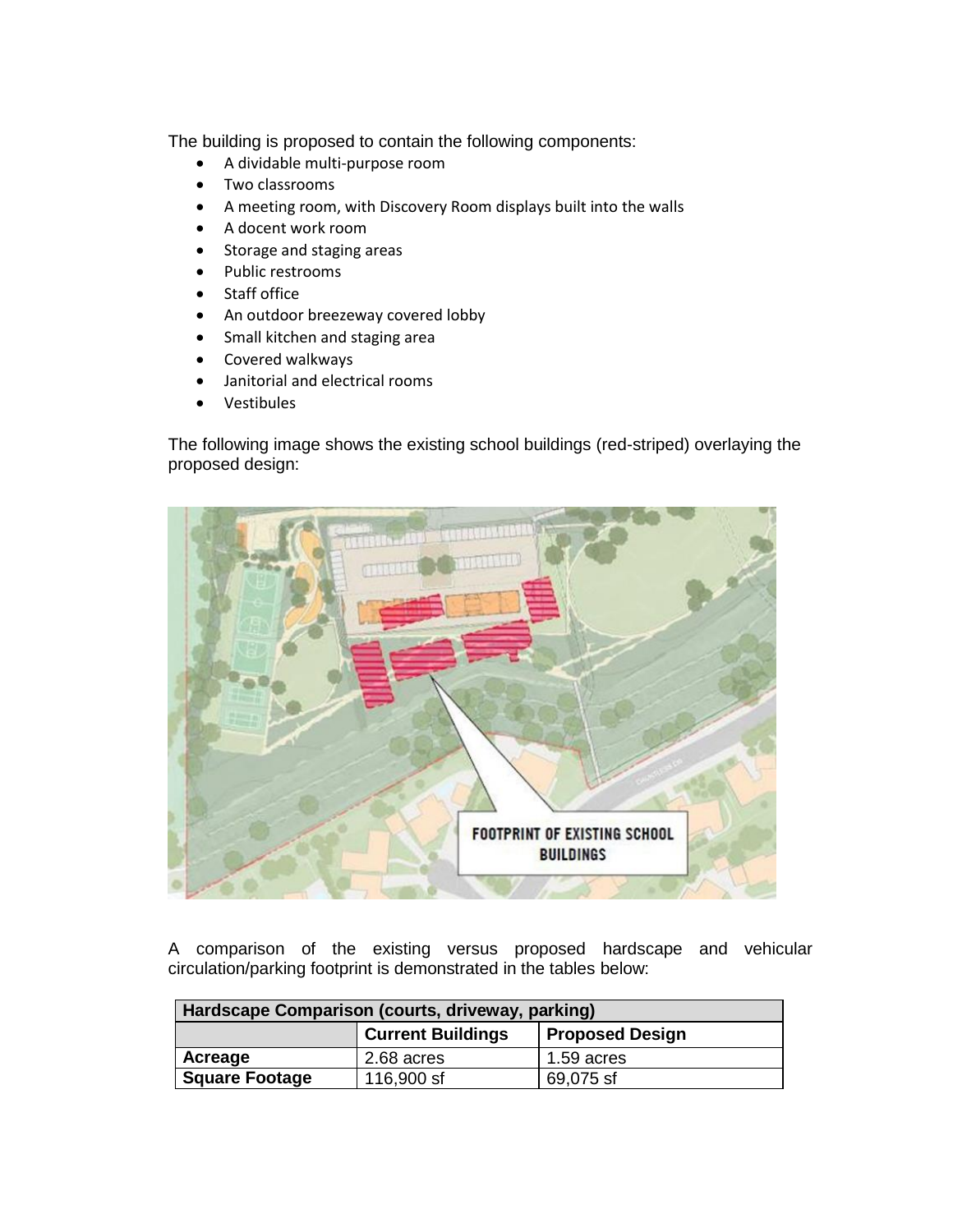The building is proposed to contain the following components:

- A dividable multi-purpose room
- Two classrooms
- A meeting room, with Discovery Room displays built into the walls
- A docent work room
- Storage and staging areas
- Public restrooms
- Staff office
- An outdoor breezeway covered lobby
- Small kitchen and staging area
- Covered walkways
- Janitorial and electrical rooms
- Vestibules

The following image shows the existing school buildings (red-striped) overlaying the proposed design:

A comparison of the existing versus proposed hardscape and vehicular circulation/parking footprint is demonstrated in the tables below:

| **Hardscape Comparison (courts, driveway, parking)** | | |
|---|---|---|
| | **Current Buildings** | **Proposed Design** |
| **Acreage** | 2.68 acres | 1.59 acres |
| **Square Footage** | 116,900 sf | 69,075 sf |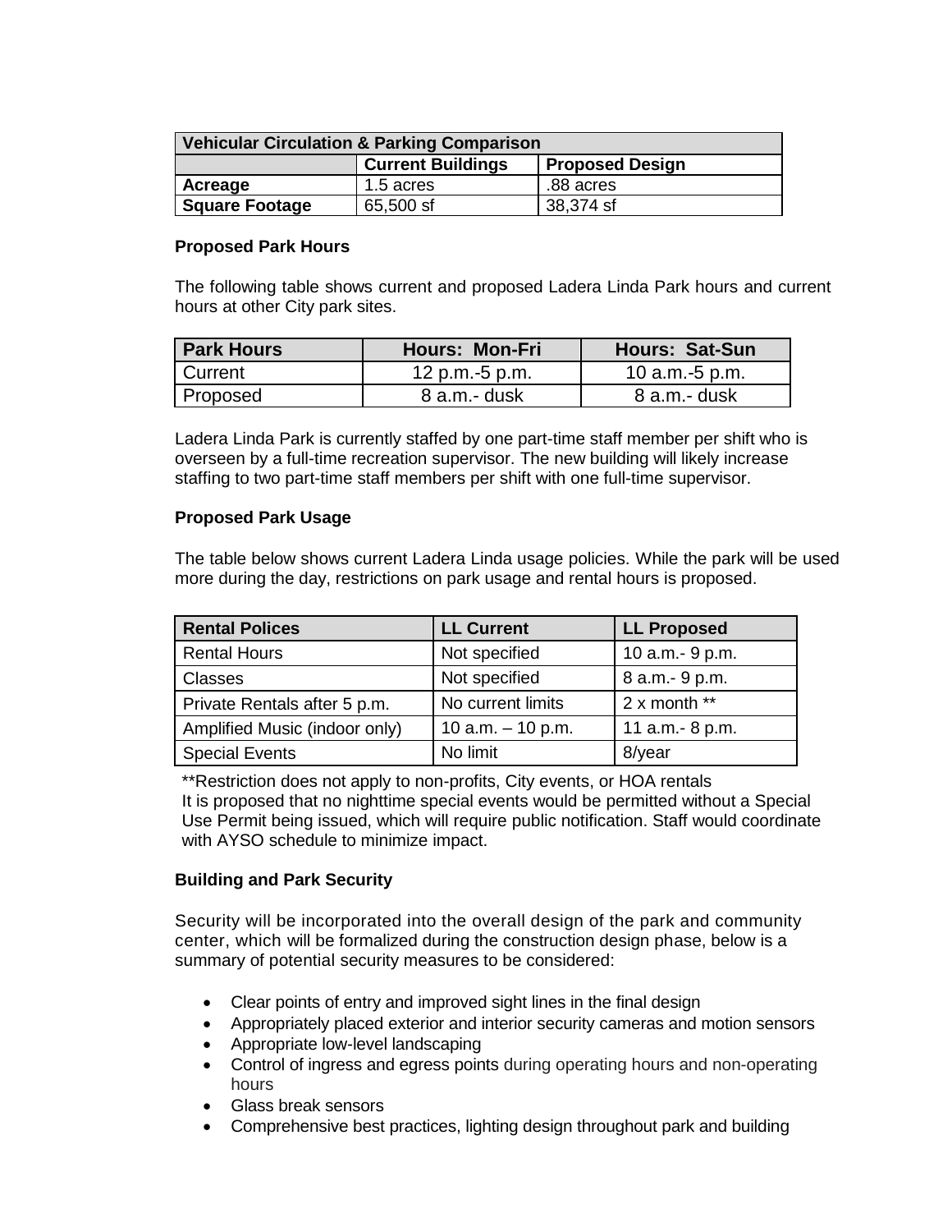| Vehicular Circulation & Parking Comparison | | |
|---|---|---|
| | **Current Buildings** | **Proposed Design** |
| **Acreage** | 1.5 acres | .88 acres |
| **Square Footage** | 65,500 sf | 38,374 sf |

**Proposed Park Hours**

The following table shows current and proposed Ladera Linda Park hours and current hours at other City park sites.

| Park Hours | Hours: Mon-Fri | Hours: Sat-Sun |
|---|---|---|
| Current | 12 p.m.-5 p.m. | 10 a.m.-5 p.m. |
| Proposed | 8 a.m.- dusk | 8 a.m.- dusk |

Ladera Linda Park is currently staffed by one part-time staff member per shift who is overseen by a full-time recreation supervisor. The new building will likely increase staffing to two part-time staff members per shift with one full-time supervisor.

**Proposed Park Usage**

The table below shows current Ladera Linda usage policies. While the park will be used more during the day, restrictions on park usage and rental hours is proposed.

| Rental Polices | LL Current | LL Proposed |
|---|---|---|
| Rental Hours | Not specified | 10 a.m.- 9 p.m. |
| Classes | Not specified | 8 a.m.- 9 p.m. |
| Private Rentals after 5 p.m. | No current limits | 2 x month ** |
| Amplified Music (indoor only) | 10 a.m. – 10 p.m. | 11 a.m.- 8 p.m. |
| Special Events | No limit | 8/year |

**Restriction does not apply to non-profits, City events, or HOA rentals
It is proposed that no nighttime special events would be permitted without a Special Use Permit being issued, which will require public notification. Staff would coordinate with AYSO schedule to minimize impact.

**Building and Park Security**

Security will be incorporated into the overall design of the park and community center, which will be formalized during the construction design phase, below is a summary of potential security measures to be considered:

- Clear points of entry and improved sight lines in the final design
- Appropriately placed exterior and interior security cameras and motion sensors
- Appropriate low-level landscaping
- Control of ingress and egress points during operating hours and non-operating hours
- Glass break sensors
- Comprehensive best practices, lighting design throughout park and building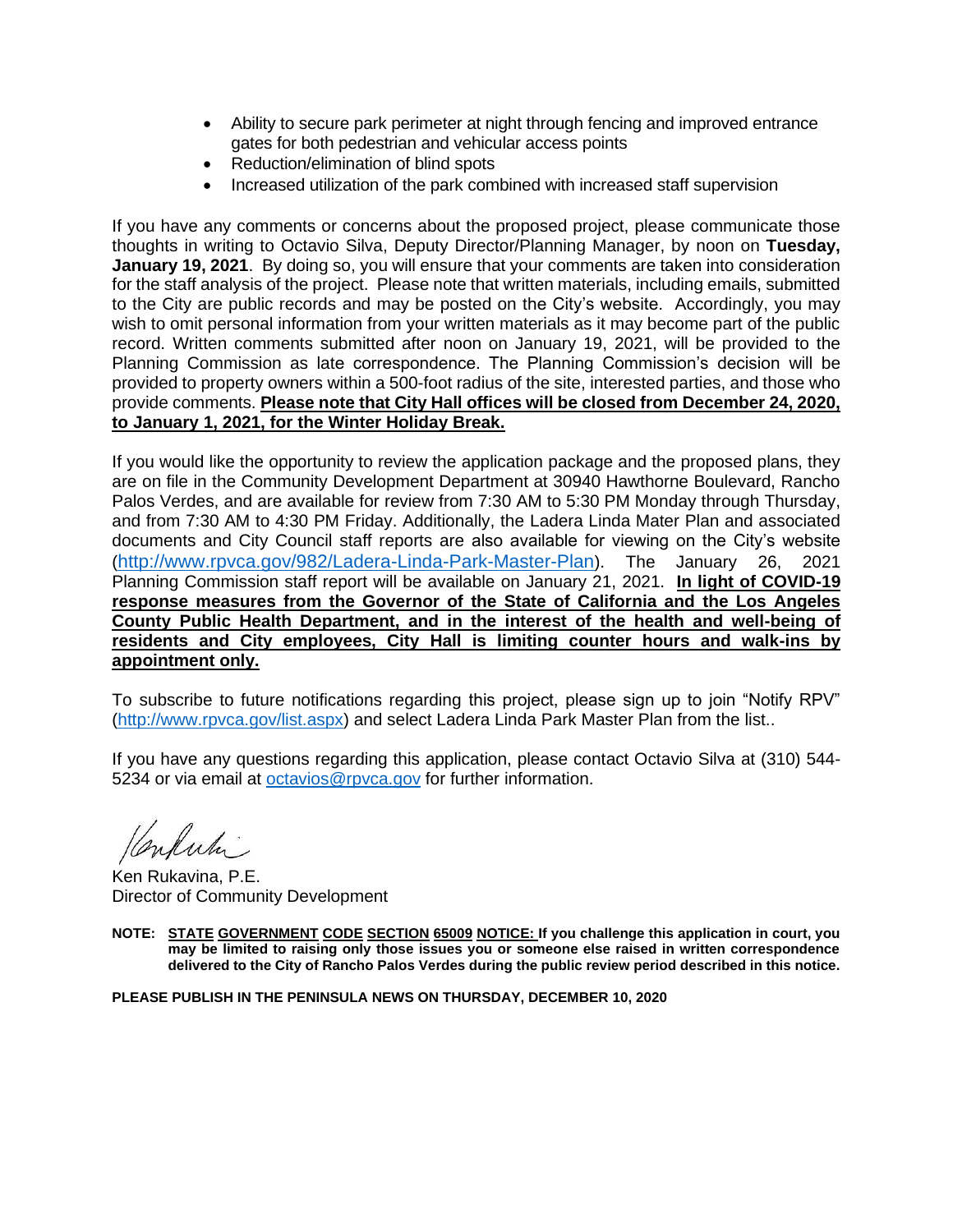- Ability to secure park perimeter at night through fencing and improved entrance gates for both pedestrian and vehicular access points
- Reduction/elimination of blind spots
- Increased utilization of the park combined with increased staff supervision

If you have any comments or concerns about the proposed project, please communicate those thoughts in writing to Octavio Silva, Deputy Director/Planning Manager, by noon on **Tuesday, January 19, 2021**. By doing so, you will ensure that your comments are taken into consideration for the staff analysis of the project. Please note that written materials, including emails, submitted to the City are public records and may be posted on the City's website. Accordingly, you may wish to omit personal information from your written materials as it may become part of the public record. Written comments submitted after noon on January 19, 2021, will be provided to the Planning Commission as late correspondence. The Planning Commission's decision will be provided to property owners within a 500-foot radius of the site, interested parties, and those who provide comments. **Please note that City Hall offices will be closed from December 24, 2020, to January 1, 2021, for the Winter Holiday Break.**

If you would like the opportunity to review the application package and the proposed plans, they are on file in the Community Development Department at 30940 Hawthorne Boulevard, Rancho Palos Verdes, and are available for review from 7:30 AM to 5:30 PM Monday through Thursday, and from 7:30 AM to 4:30 PM Friday. Additionally, the Ladera Linda Mater Plan and associated documents and City Council staff reports are also available for viewing on the City's website (http://www.rpvca.gov/982/Ladera-Linda-Park-Master-Plan). The January 26, 2021 Planning Commission staff report will be available on January 21, 2021. **In light of COVID-19 response measures from the Governor of the State of California and the Los Angeles County Public Health Department, and in the interest of the health and well-being of residents and City employees, City Hall is limiting counter hours and walk-ins by appointment only.**

To subscribe to future notifications regarding this project, please sign up to join "Notify RPV" (http://www.rpvca.gov/list.aspx) and select Ladera Linda Park Master Plan from the list..

If you have any questions regarding this application, please contact Octavio Silva at (310) 544-5234 or via email at octavios@rpvca.gov for further information.

Ken Rukavina, P.E.
Director of Community Development

**NOTE: STATE GOVERNMENT CODE SECTION 65009 NOTICE: If you challenge this application in court, you may be limited to raising only those issues you or someone else raised in written correspondence delivered to the City of Rancho Palos Verdes during the public review period described in this notice.**

**PLEASE PUBLISH IN THE PENINSULA NEWS ON THURSDAY, DECEMBER 10, 2020**